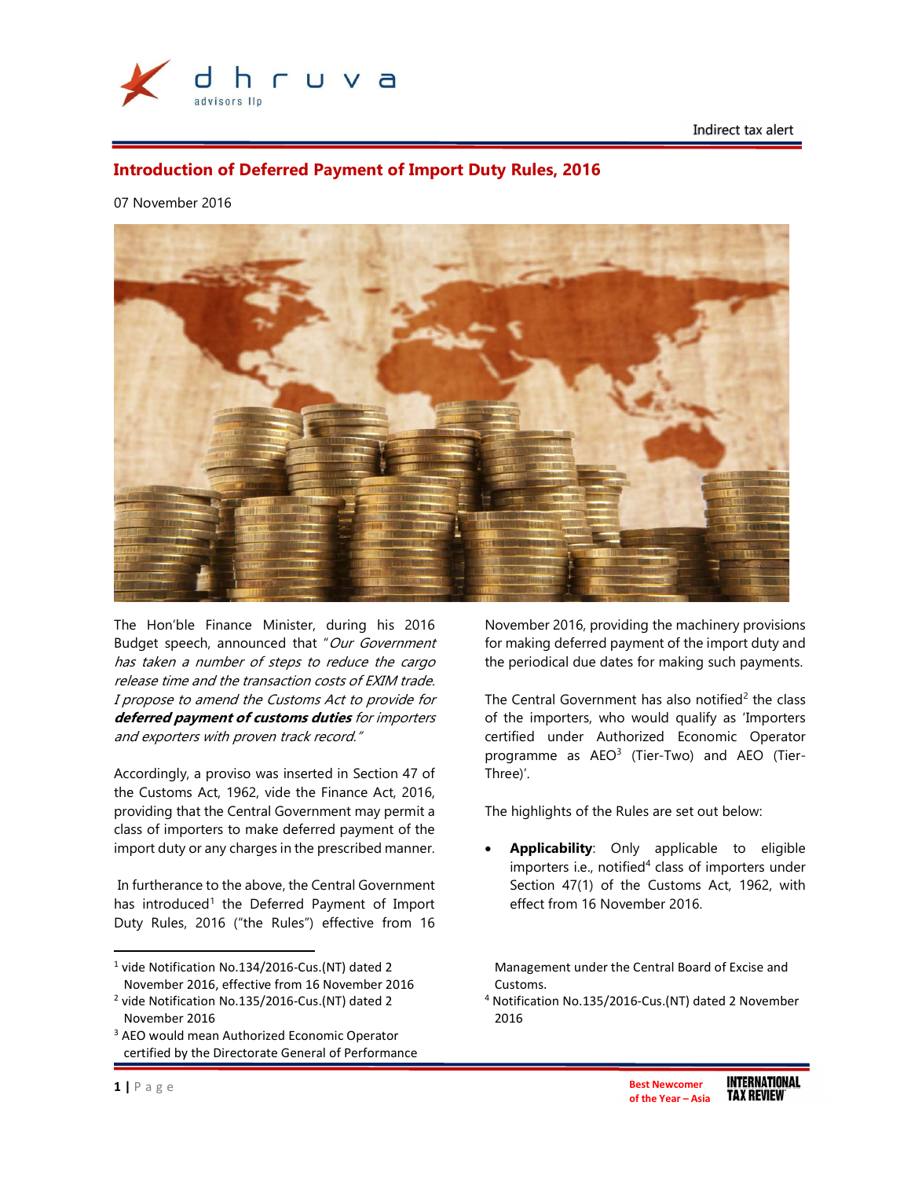Indirect tax alert

# Introduction of Deferred Payment of Import Duty Rules, 2016

07 November 2016

The Hon'ble Finance Minister, during his 2016 Budget speech, announced that "*Our Government has taken a number of steps to reduce the cargo release time and the transaction costs of EXIM trade. I propose to amend the Customs Act to provide for **deferred payment of customs duties** for importers and exporters with proven track record.*"

Accordingly, a proviso was inserted in Section 47 of the Customs Act, 1962, vide the Finance Act, 2016, providing that the Central Government may permit a class of importers to make deferred payment of the import duty or any charges in the prescribed manner.

In furtherance to the above, the Central Government has introduced[1] the Deferred Payment of Import Duty Rules, 2016 ("the Rules") effective from 16 November 2016, providing the machinery provisions for making deferred payment of the import duty and the periodical due dates for making such payments.

The Central Government has also notified[2] the class of the importers, who would qualify as 'Importers certified under Authorized Economic Operator programme as AEO[3] (Tier-Two) and AEO (Tier-Three)'.

The highlights of the Rules are set out below:

- **Applicability**: Only applicable to eligible importers i.e., notified[4] class of importers under Section 47(1) of the Customs Act, 1962, with effect from 16 November 2016.

---

[1] vide Notification No.134/2016-Cus.(NT) dated 2 November 2016, effective from 16 November 2016

[2] vide Notification No.135/2016-Cus.(NT) dated 2 November 2016

[3] AEO would mean Authorized Economic Operator certified by the Directorate General of Performance Management under the Central Board of Excise and Customs.

[4] Notification No.135/2016-Cus.(NT) dated 2 November 2016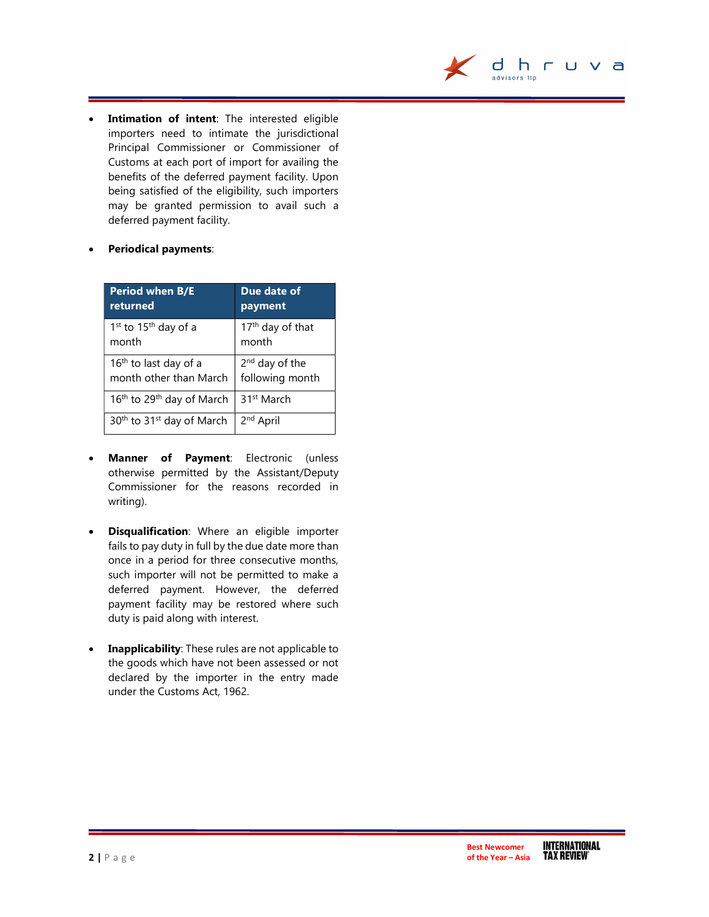- **Intimation of intent**: The interested eligible importers need to intimate the jurisdictional Principal Commissioner or Commissioner of Customs at each port of import for availing the benefits of the deferred payment facility. Upon being satisfied of the eligibility, such importers may be granted permission to avail such a deferred payment facility.

- **Periodical payments**:

| Period when B/E returned | Due date of payment |
| --- | --- |
| 1st to 15th day of a month | 17th day of that month |
| 16th to last day of a month other than March | 2nd day of the following month |
| 16th to 29th day of March | 31st March |
| 30th to 31st day of March | 2nd April |

- **Manner of Payment**: Electronic (unless otherwise permitted by the Assistant/Deputy Commissioner for the reasons recorded in writing).

- **Disqualification**: Where an eligible importer fails to pay duty in full by the due date more than once in a period for three consecutive months, such importer will not be permitted to make a deferred payment. However, the deferred payment facility may be restored where such duty is paid along with interest.

- **Inapplicability**: These rules are not applicable to the goods which have not been assessed or not declared by the importer in the entry made under the Customs Act, 1962.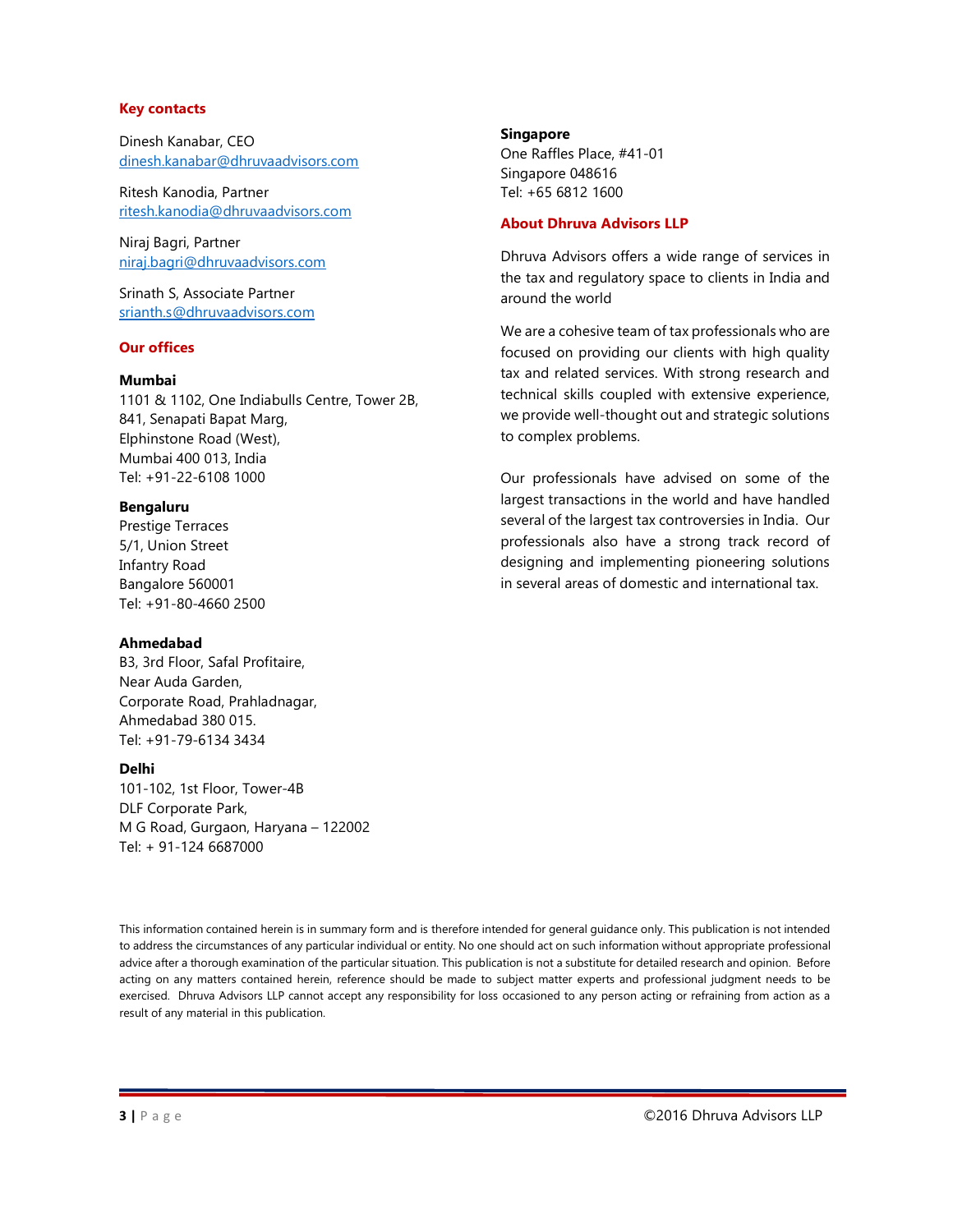## Key contacts

Dinesh Kanabar, CEO
dinesh.kanabar@dhruvaadvisors.com

Ritesh Kanodia, Partner
ritesh.kanodia@dhruvaadvisors.com

Niraj Bagri, Partner
niraj.bagri@dhruvaadvisors.com

Srinath S, Associate Partner
srianth.s@dhruvaadvisors.com

## Our offices

**Mumbai**
1101 & 1102, One Indiabulls Centre, Tower 2B,
841, Senapati Bapat Marg,
Elphinstone Road (West),
Mumbai 400 013, India
Tel: +91-22-6108 1000

**Bengaluru**
Prestige Terraces
5/1, Union Street
Infantry Road
Bangalore 560001
Tel: +91-80-4660 2500

**Ahmedabad**
B3, 3rd Floor, Safal Profitaire,
Near Auda Garden,
Corporate Road, Prahladnagar,
Ahmedabad 380 015.
Tel: +91-79-6134 3434

**Delhi**
101-102, 1st Floor, Tower-4B
DLF Corporate Park,
M G Road, Gurgaon, Haryana – 122002
Tel: + 91-124 6687000

**Singapore**
One Raffles Place, #41-01
Singapore 048616
Tel: +65 6812 1600

## About Dhruva Advisors LLP

Dhruva Advisors offers a wide range of services in the tax and regulatory space to clients in India and around the world

We are a cohesive team of tax professionals who are focused on providing our clients with high quality tax and related services. With strong research and technical skills coupled with extensive experience, we provide well-thought out and strategic solutions to complex problems.

Our professionals have advised on some of the largest transactions in the world and have handled several of the largest tax controversies in India. Our professionals also have a strong track record of designing and implementing pioneering solutions in several areas of domestic and international tax.

This information contained herein is in summary form and is therefore intended for general guidance only. This publication is not intended to address the circumstances of any particular individual or entity. No one should act on such information without appropriate professional advice after a thorough examination of the particular situation. This publication is not a substitute for detailed research and opinion. Before acting on any matters contained herein, reference should be made to subject matter experts and professional judgment needs to be exercised. Dhruva Advisors LLP cannot accept any responsibility for loss occasioned to any person acting or refraining from action as a result of any material in this publication.

©2016 Dhruva Advisors LLP